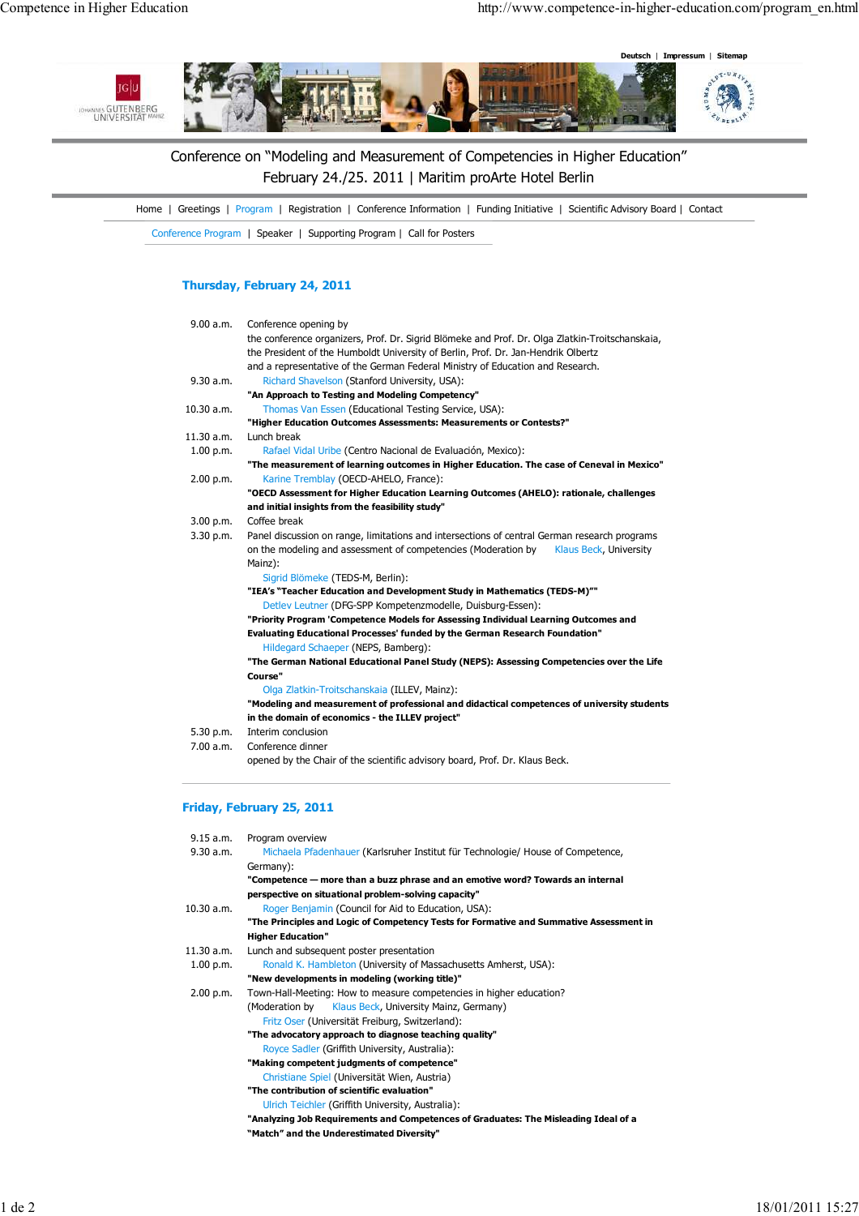Deutsch | Impressum | Sitemap

# Conference on "Modeling and Measurement of Competencies in Higher Education"

February 24./25. 2011 | Maritim proArte Hotel Berlin

Home | Greetings | Program | Registration | Conference Information | Funding Initiative | Scientific Advisory Board | Contact

Conference Program | Speaker | Supporting Program | Call for Posters

## Thursday, February 24, 2011

| | |
|---|---|
| 9.00 a.m. | Conference opening by<br>the conference organizers, Prof. Dr. Sigrid Blömeke and Prof. Dr. Olga Zlatkin-Troitschanskaia, the President of the Humboldt University of Berlin, Prof. Dr. Jan-Hendrik Olbertz and a representative of the German Federal Ministry of Education and Research. |
| 9.30 a.m. | Richard Shavelson (Stanford University, USA):<br>**"An Approach to Testing and Modeling Competency"** |
| 10.30 a.m. | Thomas Van Essen (Educational Testing Service, USA):<br>**"Higher Education Outcomes Assessments: Measurements or Contests?"** |
| 11.30 a.m. | Lunch break |
| 1.00 p.m. | Rafael Vidal Uribe (Centro Nacional de Evaluación, Mexico):<br>**"The measurement of learning outcomes in Higher Education. The case of Ceneval in Mexico"** |
| 2.00 p.m. | Karine Tremblay (OECD-AHELO, France):<br>**"OECD Assessment for Higher Education Learning Outcomes (AHELO): rationale, challenges and initial insights from the feasibility study"** |
| 3.00 p.m. | Coffee break |
| 3.30 p.m. | Panel discussion on range, limitations and intersections of central German research programs on the modeling and assessment of competencies (Moderation by Klaus Beck, University Mainz):<br>Sigrid Blömeke (TEDS-M, Berlin):<br>**"IEA's "Teacher Education and Development Study in Mathematics (TEDS-M)""**<br>Detlev Leutner (DFG-SPP Kompetenzmodelle, Duisburg-Essen):<br>**"Priority Program 'Competence Models for Assessing Individual Learning Outcomes and Evaluating Educational Processes' funded by the German Research Foundation"**<br>Hildegard Schaeper (NEPS, Bamberg):<br>**"The German National Educational Panel Study (NEPS): Assessing Competencies over the Life Course"**<br>Olga Zlatkin-Troitschanskaia (ILLEV, Mainz):<br>**"Modeling and measurement of professional and didactical competences of university students in the domain of economics - the ILLEV project"** |
| 5.30 p.m. | Interim conclusion |
| 7.00 a.m. | Conference dinner<br>opened by the Chair of the scientific advisory board, Prof. Dr. Klaus Beck. |

## Friday, February 25, 2011

| | |
|---|---|
| 9.15 a.m. | Program overview |
| 9.30 a.m. | Michaela Pfadenhauer (Karlsruher Institut für Technologie/ House of Competence, Germany):<br>**"Competence — more than a buzz phrase and an emotive word? Towards an internal perspective on situational problem-solving capacity"** |
| 10.30 a.m. | Roger Benjamin (Council for Aid to Education, USA):<br>**"The Principles and Logic of Competency Tests for Formative and Summative Assessment in Higher Education"** |
| 11.30 a.m. | Lunch and subsequent poster presentation |
| 1.00 p.m. | Ronald K. Hambleton (University of Massachusetts Amherst, USA):<br>**"New developments in modeling (working title)"** |
| 2.00 p.m. | Town-Hall-Meeting: How to measure competencies in higher education?<br>(Moderation by Klaus Beck, University Mainz, Germany)<br>Fritz Oser (Universität Freiburg, Switzerland):<br>**"The advocatory approach to diagnose teaching quality"**<br>Royce Sadler (Griffith University, Australia):<br>**"Making competent judgments of competence"**<br>Christiane Spiel (Universität Wien, Austria)<br>**"The contribution of scientific evaluation"**<br>Ulrich Teichler (Griffith University, Australia):<br>**"Analyzing Job Requirements and Competences of Graduates: The Misleading Ideal of a "Match" and the Underestimated Diversity"** |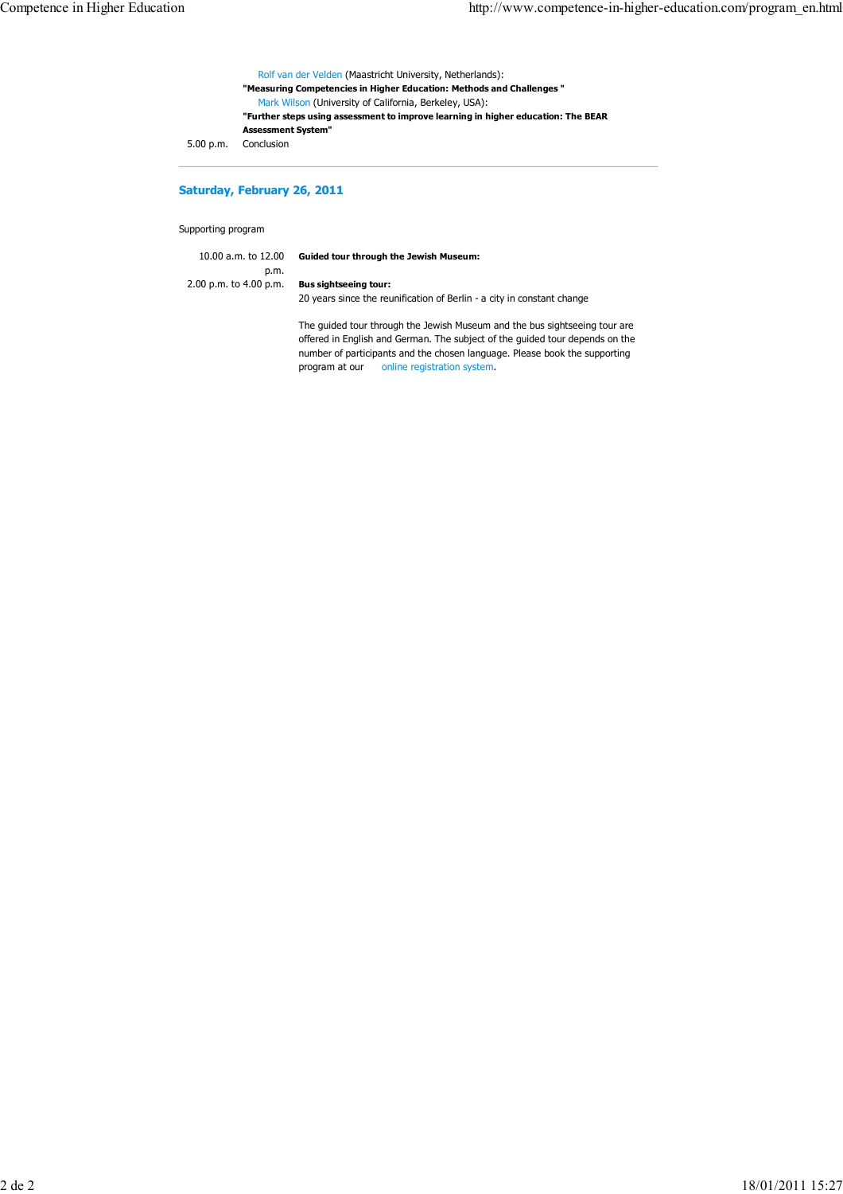Rolf van der Velden (Maastricht University, Netherlands):
**"Measuring Competencies in Higher Education: Methods and Challenges "**
Mark Wilson (University of California, Berkeley, USA):
**"Further steps using assessment to improve learning in higher education: The BEAR Assessment System"**

5.00 p.m. Conclusion

---

## Saturday, February 26, 2011

Supporting program

| | |
|---|---|
| 10.00 a.m. to 12.00 p.m. | **Guided tour through the Jewish Museum:** |
| 2.00 p.m. to 4.00 p.m. | **Bus sightseeing tour:** 20 years since the reunification of Berlin - a city in constant change |

The guided tour through the Jewish Museum and the bus sightseeing tour are offered in English and German. The subject of the guided tour depends on the number of participants and the chosen language. Please book the supporting program at our online registration system.